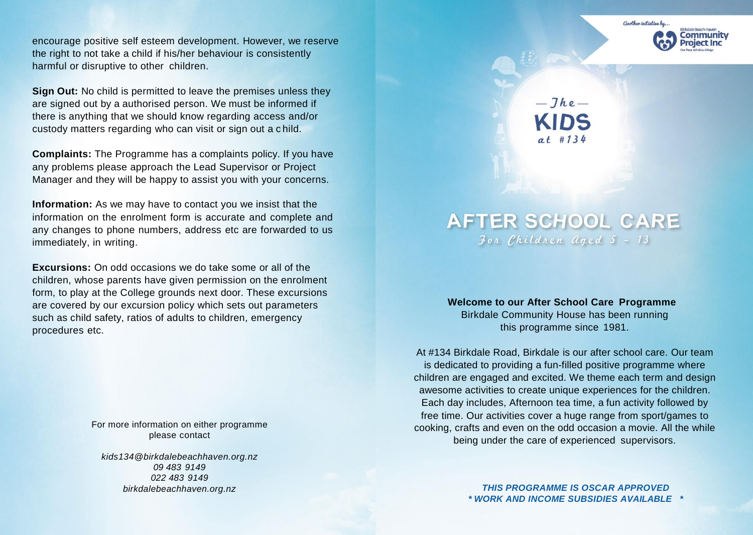encourage positive self esteem development. However, we reserve the right to not take a child if his/her behaviour is consistently harmful or disruptive to other children.

**Sign Out:** No child is permitted to leave the premises unless they are signed out by a authorised person. We must be informed if there is anything that we should know regarding access and/or custody matters regarding who can visit or sign out a child.

**Complaints:** The Programme has a complaints policy. If you have any problems please approach the Lead Supervisor or Project Manager and they will be happy to assist you with your concerns.

**Information:** As we may have to contact you we insist that the information on the enrolment form is accurate and complete and any changes to phone numbers, address etc are forwarded to us immediately, in writing.

**Excursions:** On odd occasions we do take some or all of the children, whose parents have given permission on the enrolment form, to play at the College grounds next door. These excursions are covered by our excursion policy which sets out parameters such as child safety, ratios of adults to children, emergency procedures etc.

For more information on either programme please contact

*kids134@birkdalebeachhaven.org.nz*
*09 483 9149*
*022 483 9149*
*birkdalebeachhaven.org.nz*

Another initiative by... Birkdale Beach Haven Community Project Inc

— The —
KIDS
at #134

# AFTER SCHOOL CARE

*For Children Aged 5 - 13*

**Welcome to our After School Care Programme**
Birkdale Community House has been running this programme since 1981.

At #134 Birkdale Road, Birkdale is our after school care. Our team is dedicated to providing a fun-filled positive programme where children are engaged and excited. We theme each term and design awesome activities to create unique experiences for the children. Each day includes, Afternoon tea time, a fun activity followed by free time. Our activities cover a huge range from sport/games to cooking, crafts and even on the odd occasion a movie. All the while being under the care of experienced supervisors.

***THIS PROGRAMME IS OSCAR APPROVED***
***\* WORK AND INCOME SUBSIDIES AVAILABLE \****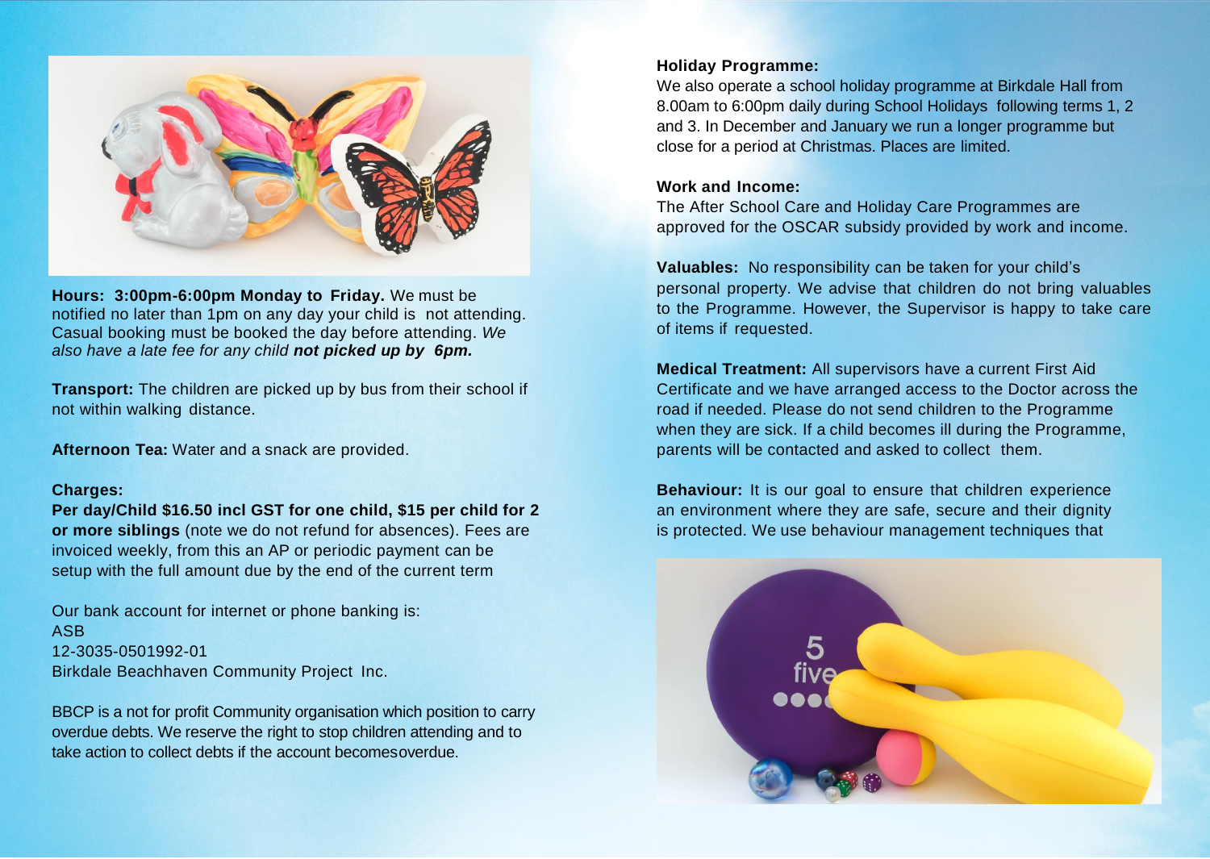**Hours: 3:00pm-6:00pm Monday to Friday.** We must be notified no later than 1pm on any day your child is not attending. Casual booking must be booked the day before attending. *We also have a late fee for any child **not picked up by 6pm.***

**Transport:** The children are picked up by bus from their school if not within walking distance.

**Afternoon Tea:** Water and a snack are provided.

**Charges:**

**Per day/Child $16.50 incl GST for one child, $15 per child for 2 or more siblings** (note we do not refund for absences). Fees are invoiced weekly, from this an AP or periodic payment can be setup with the full amount due by the end of the current term

Our bank account for internet or phone banking is:
ASB
12-3035-0501992-01
Birkdale Beachhaven Community Project Inc.

BBCP is a not for profit Community organisation which position to carry overdue debts. We reserve the right to stop children attending and to take action to collect debts if the account becomesoverdue.

**Holiday Programme:**

We also operate a school holiday programme at Birkdale Hall from 8.00am to 6:00pm daily during School Holidays following terms 1, 2 and 3. In December and January we run a longer programme but close for a period at Christmas. Places are limited.

**Work and Income:**

The After School Care and Holiday Care Programmes are approved for the OSCAR subsidy provided by work and income.

**Valuables:** No responsibility can be taken for your child's personal property. We advise that children do not bring valuables to the Programme. However, the Supervisor is happy to take care of items if requested.

**Medical Treatment:** All supervisors have a current First Aid Certificate and we have arranged access to the Doctor across the road if needed. Please do not send children to the Programme when they are sick. If a child becomes ill during the Programme, parents will be contacted and asked to collect them.

**Behaviour:** It is our goal to ensure that children experience an environment where they are safe, secure and their dignity is protected. We use behaviour management techniques that